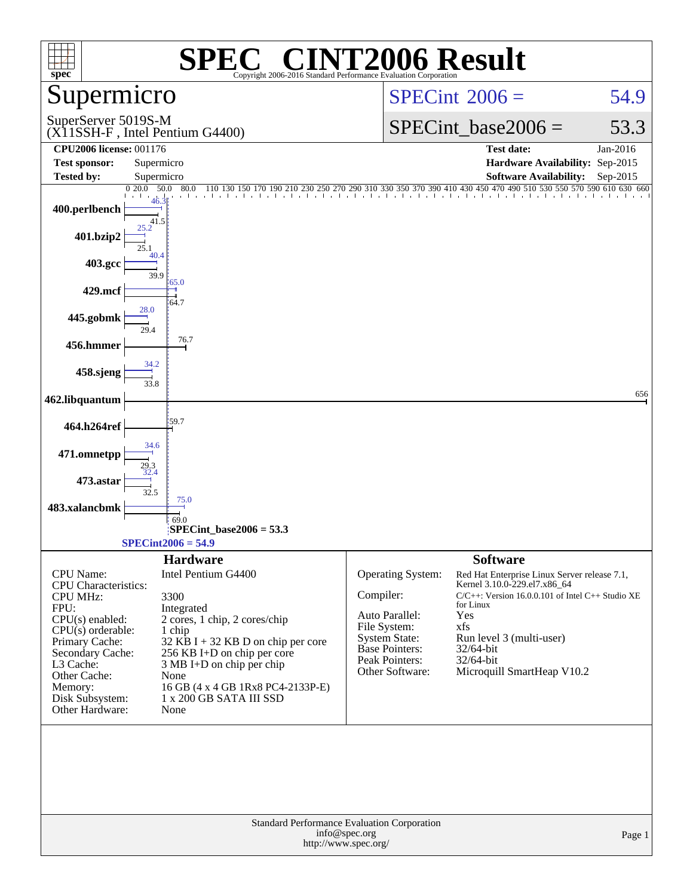# SPEC CINT2006 Result

Copyright 2006-2016 Standard Performance Evaluation Corporation

## Supermicro

SuperServer 5019S-M
(X11SSH-F , Intel Pentium G4400)

SPECint 2006 = 54.9

SPECint_base2006 = 53.3

| | | | |
|---|---|---|---|
| **CPU2006 license:** | 001176 | **Test date:** | Jan-2016 |
| **Test sponsor:** | Supermicro | **Hardware Availability:** | Sep-2015 |
| **Tested by:** | Supermicro | **Software Availability:** | Sep-2015 |

| Benchmark | Peak | Base |
|---|---|---|
| 400.perlbench | 46.3 | 41.5 |
| 401.bzip2 | 25.2 | 25.1 |
| 403.gcc | 40.4 | 39.9 |
| 429.mcf | 65.0 | 64.7 |
| 445.gobmk | 28.0 | 29.4 |
| 456.hmmer | | 76.7 |
| 458.sjeng | 34.2 | 33.8 |
| 462.libquantum | | 656 |
| 464.h264ref | | 59.7 |
| 471.omnetpp | 34.6 | 29.3 |
| 473.astar | 32.4 | 32.5 |
| 483.xalancbmk | 75.0 | 69.0 |

SPECint_base2006 = 53.3

SPECint2006 = 54.9

### Hardware

| | |
|---|---|
| CPU Name: | Intel Pentium G4400 |
| CPU Characteristics: | |
| CPU MHz: | 3300 |
| FPU: | Integrated |
| CPU(s) enabled: | 2 cores, 1 chip, 2 cores/chip |
| CPU(s) orderable: | 1 chip |
| Primary Cache: | 32 KB I + 32 KB D on chip per core |
| Secondary Cache: | 256 KB I+D on chip per core |
| L3 Cache: | 3 MB I+D on chip per chip |
| Other Cache: | None |
| Memory: | 16 GB (4 x 4 GB 1Rx8 PC4-2133P-E) |
| Disk Subsystem: | 1 x 200 GB SATA III SSD |
| Other Hardware: | None |

### Software

| | |
|---|---|
| Operating System: | Red Hat Enterprise Linux Server release 7.1, Kernel 3.10.0-229.el7.x86_64 |
| Compiler: | C/C++: Version 16.0.0.101 of Intel C++ Studio XE for Linux |
| Auto Parallel: | Yes |
| File System: | xfs |
| System State: | Run level 3 (multi-user) |
| Base Pointers: | 32/64-bit |
| Peak Pointers: | 32/64-bit |
| Other Software: | Microquill SmartHeap V10.2 |

Standard Performance Evaluation Corporation
info@spec.org
http://www.spec.org/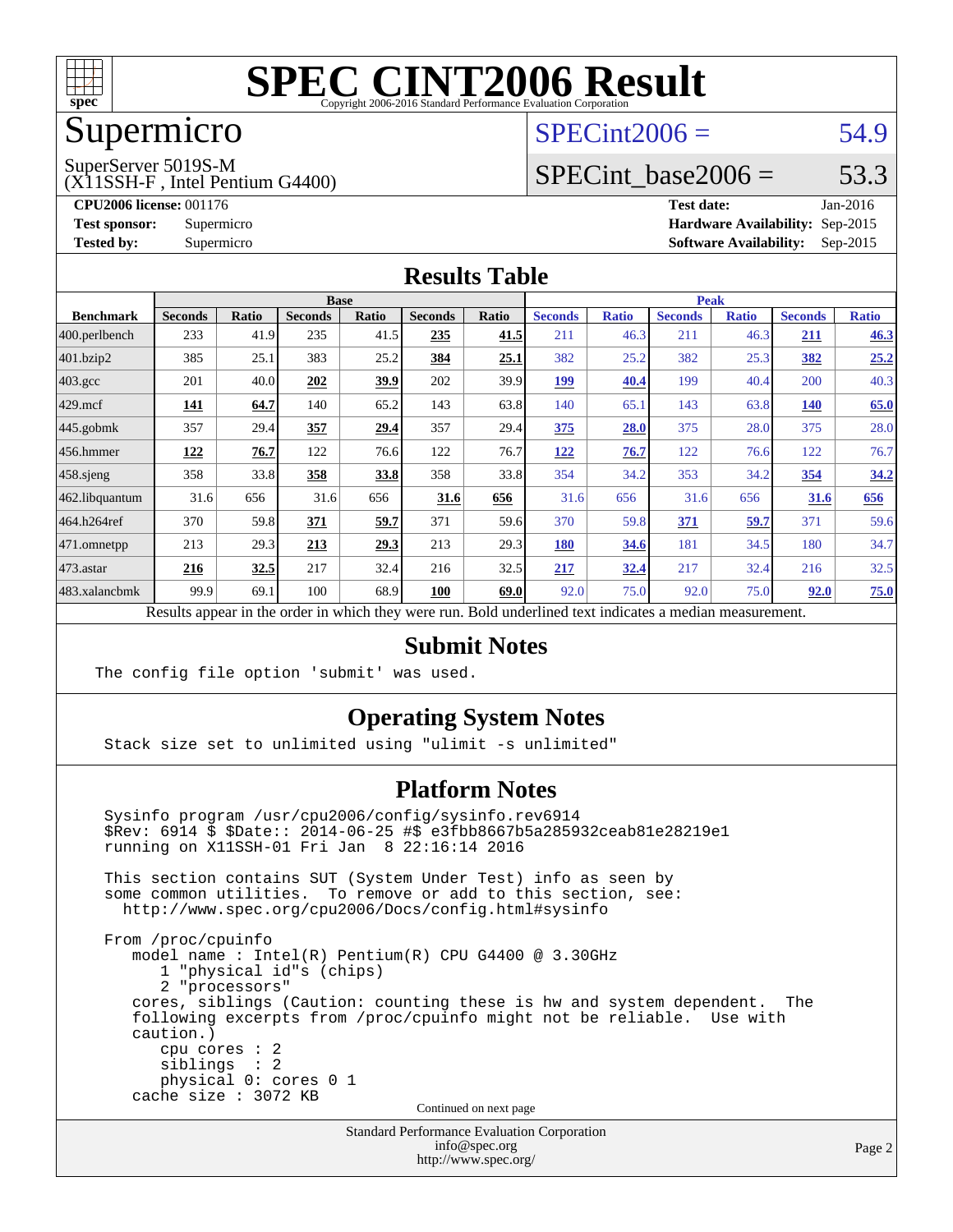# SPEC CINT2006 Result

Copyright 2006-2016 Standard Performance Evaluation Corporation

# Supermicro

SuperServer 5019S-M
(X11SSH-F , Intel Pentium G4400)

SPECint2006 = 54.9

SPECint_base2006 = 53.3

**CPU2006 license:** 001176
**Test sponsor:** Supermicro
**Tested by:** Supermicro

**Test date:** Jan-2016
**Hardware Availability:** Sep-2015
**Software Availability:** Sep-2015

## Results Table

| Benchmark | Base | | | | | | Peak | | | | | |
|---|---|---|---|---|---|---|---|---|---|---|---|---|
| | Seconds | Ratio | Seconds | Ratio | Seconds | Ratio | Seconds | Ratio | Seconds | Ratio | Seconds | Ratio |
| 400.perlbench | 233 | 41.9 | 235 | 41.5 | **235** | **41.5** | 211 | 46.3 | 211 | 46.3 | **211** | **46.3** |
| 401.bzip2 | 385 | 25.1 | 383 | 25.2 | **384** | **25.1** | 382 | 25.2 | 382 | 25.3 | **382** | **25.2** |
| 403.gcc | 201 | 40.0 | **202** | **39.9** | 202 | 39.9 | **199** | **40.4** | 199 | 40.4 | 200 | 40.3 |
| 429.mcf | **141** | **64.7** | 140 | 65.2 | 143 | 63.8 | 140 | 65.1 | 143 | 63.8 | **140** | **65.0** |
| 445.gobmk | 357 | 29.4 | **357** | **29.4** | 357 | 29.4 | **375** | **28.0** | 375 | 28.0 | 375 | 28.0 |
| 456.hmmer | **122** | **76.7** | 122 | 76.6 | 122 | 76.7 | **122** | **76.7** | 122 | 76.6 | 122 | 76.7 |
| 458.sjeng | 358 | 33.8 | **358** | **33.8** | 358 | 33.8 | 354 | 34.2 | 353 | 34.2 | **354** | **34.2** |
| 462.libquantum | 31.6 | 656 | 31.6 | 656 | **31.6** | **656** | 31.6 | 656 | 31.6 | 656 | **31.6** | **656** |
| 464.h264ref | 370 | 59.8 | **371** | **59.7** | 371 | 59.6 | 370 | 59.8 | **371** | **59.7** | 371 | 59.6 |
| 471.omnetpp | 213 | 29.3 | **213** | **29.3** | 213 | 29.3 | **180** | **34.6** | 181 | 34.5 | 180 | 34.7 |
| 473.astar | **216** | **32.5** | 217 | 32.4 | 216 | 32.5 | **217** | **32.4** | 217 | 32.4 | 216 | 32.5 |
| 483.xalancbmk | 99.9 | 69.1 | 100 | 68.9 | **100** | **69.0** | 92.0 | 75.0 | 92.0 | 75.0 | **92.0** | **75.0** |

Results appear in the order in which they were run. Bold underlined text indicates a median measurement.

## Submit Notes

```
The config file option 'submit' was used.
```

## Operating System Notes

```
Stack size set to unlimited using "ulimit -s unlimited"
```

## Platform Notes

```
Sysinfo program /usr/cpu2006/config/sysinfo.rev6914
$Rev: 6914 $ $Date:: 2014-06-25 #$ e3fbb8667b5a285932ceab81e28219e1
running on X11SSH-01 Fri Jan  8 22:16:14 2016

This section contains SUT (System Under Test) info as seen by
some common utilities.  To remove or add to this section, see:
  http://www.spec.org/cpu2006/Docs/config.html#sysinfo

From /proc/cpuinfo
   model name : Intel(R) Pentium(R) CPU G4400 @ 3.30GHz
      1 "physical id"s (chips)
      2 "processors"
   cores, siblings (Caution: counting these is hw and system dependent.  The
   following excerpts from /proc/cpuinfo might not be reliable.  Use with
   caution.)
      cpu cores : 2
      siblings  : 2
      physical 0: cores 0 1
   cache size : 3072 KB
```

Continued on next page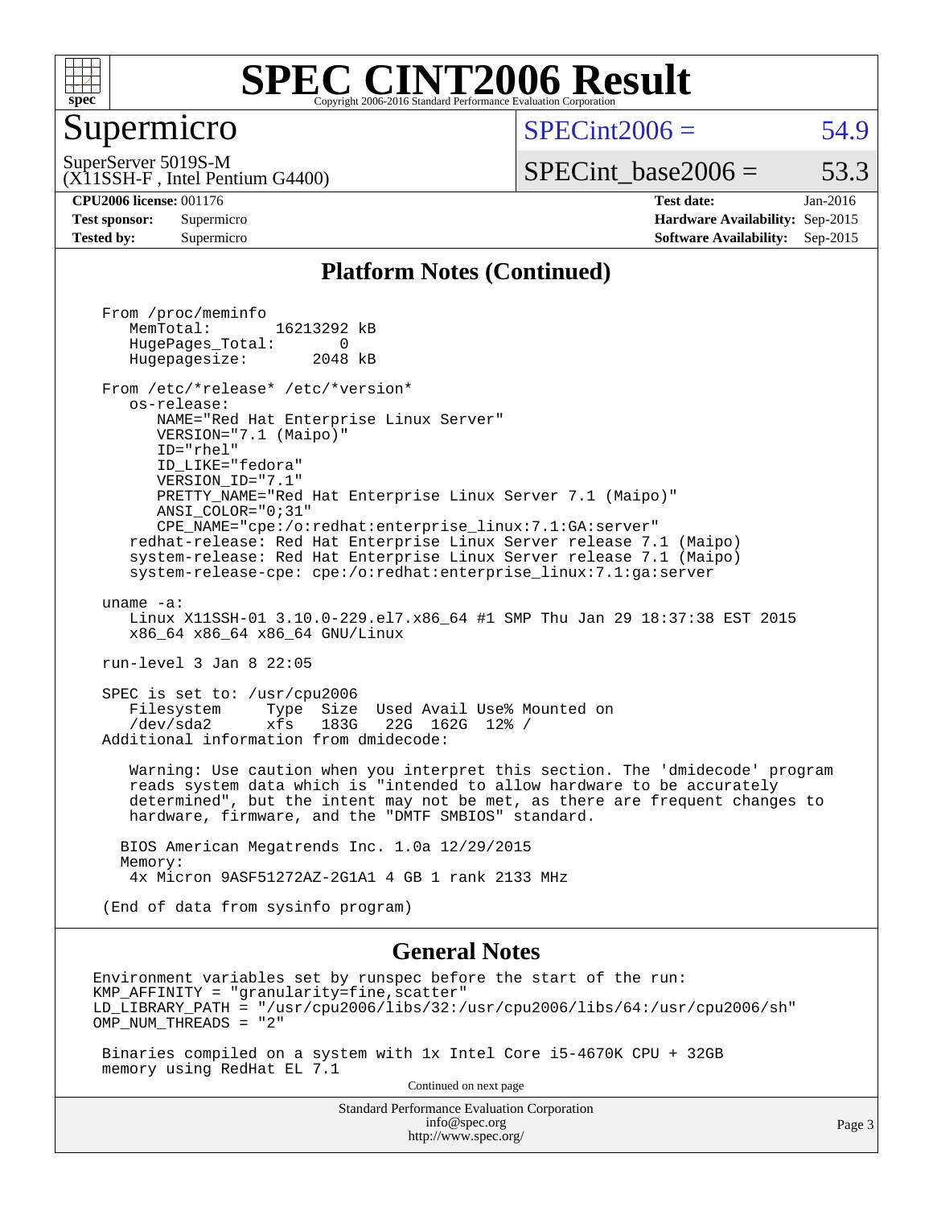# SPEC CINT2006 Result

Copyright 2006-2016 Standard Performance Evaluation Corporation

## Supermicro

SuperServer 5019S-M
(X11SSH-F , Intel Pentium G4400)

SPECint2006 = 54.9

SPECint_base2006 = 53.3

**CPU2006 license:** 001176
**Test sponsor:** Supermicro
**Tested by:** Supermicro

**Test date:** Jan-2016
**Hardware Availability:** Sep-2015
**Software Availability:** Sep-2015

### Platform Notes (Continued)

```
From /proc/meminfo
   MemTotal:       16213292 kB
   HugePages_Total:       0
   Hugepagesize:       2048 kB

From /etc/*release* /etc/*version*
   os-release:
      NAME="Red Hat Enterprise Linux Server"
      VERSION="7.1 (Maipo)"
      ID="rhel"
      ID_LIKE="fedora"
      VERSION_ID="7.1"
      PRETTY_NAME="Red Hat Enterprise Linux Server 7.1 (Maipo)"
      ANSI_COLOR="0;31"
      CPE_NAME="cpe:/o:redhat:enterprise_linux:7.1:GA:server"
   redhat-release: Red Hat Enterprise Linux Server release 7.1 (Maipo)
   system-release: Red Hat Enterprise Linux Server release 7.1 (Maipo)
   system-release-cpe: cpe:/o:redhat:enterprise_linux:7.1:ga:server

uname -a:
   Linux X11SSH-01 3.10.0-229.el7.x86_64 #1 SMP Thu Jan 29 18:37:38 EST 2015
   x86_64 x86_64 x86_64 GNU/Linux

run-level 3 Jan 8 22:05

SPEC is set to: /usr/cpu2006
   Filesystem     Type  Size  Used Avail Use% Mounted on
   /dev/sda2      xfs   183G   22G  162G  12% /
Additional information from dmidecode:

   Warning: Use caution when you interpret this section. The 'dmidecode' program
   reads system data which is "intended to allow hardware to be accurately
   determined", but the intent may not be met, as there are frequent changes to
   hardware, firmware, and the "DMTF SMBIOS" standard.

  BIOS American Megatrends Inc. 1.0a 12/29/2015
  Memory:
   4x Micron 9ASF51272AZ-2G1A1 4 GB 1 rank 2133 MHz

(End of data from sysinfo program)
```

### General Notes

```
Environment variables set by runspec before the start of the run:
KMP_AFFINITY = "granularity=fine,scatter"
LD_LIBRARY_PATH = "/usr/cpu2006/libs/32:/usr/cpu2006/libs/64:/usr/cpu2006/sh"
OMP_NUM_THREADS = "2"

 Binaries compiled on a system with 1x Intel Core i5-4670K CPU + 32GB
 memory using RedHat EL 7.1
```

Continued on next page

Standard Performance Evaluation Corporation
info@spec.org
http://www.spec.org/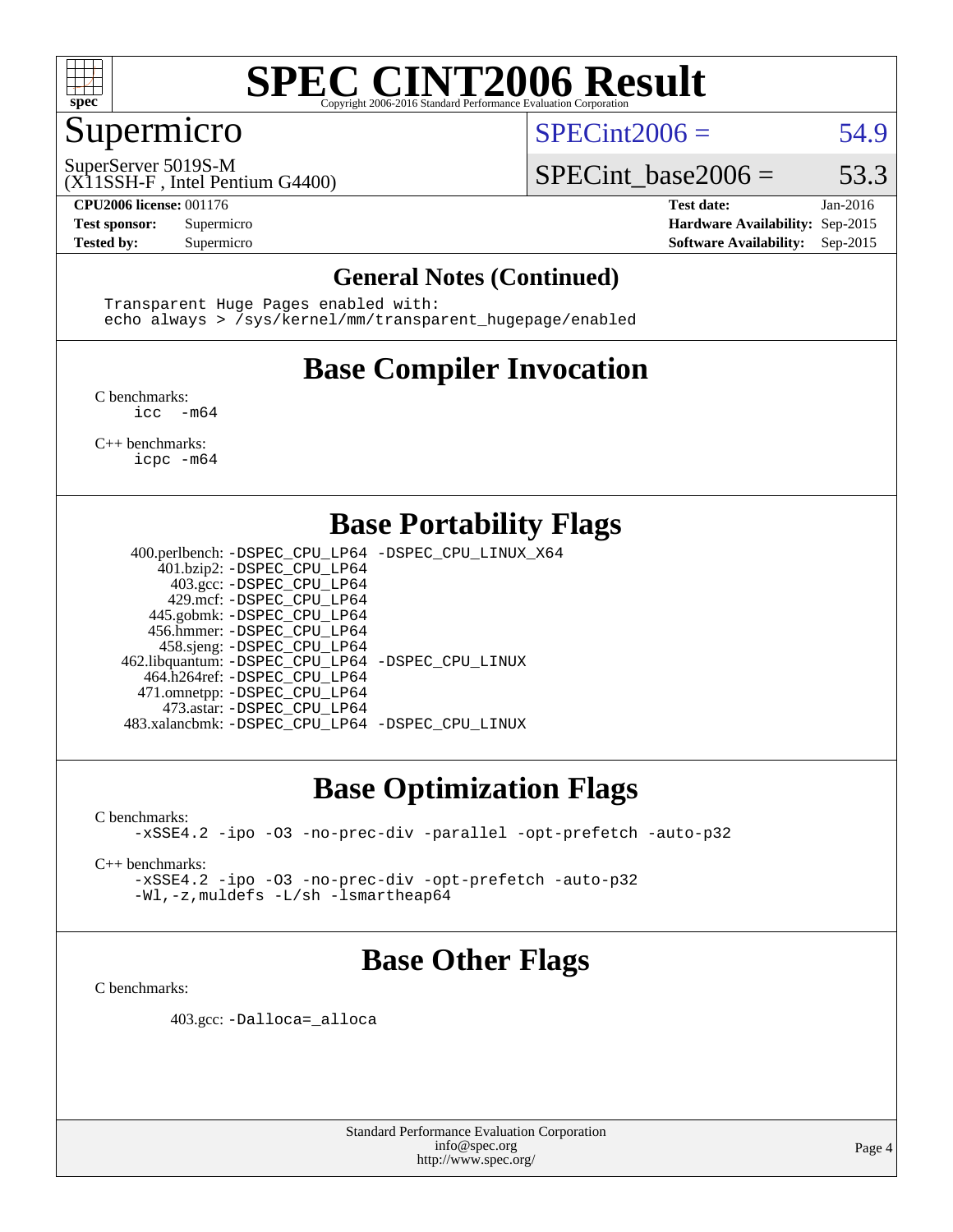# SPEC CINT2006 Result

Copyright 2006-2016 Standard Performance Evaluation Corporation

## Supermicro

SuperServer 5019S-M
(X11SSH-F , Intel Pentium G4400)

SPECint2006 = 54.9

SPECint_base2006 = 53.3

| | | | |
|---|---|---|---|
| **CPU2006 license:** 001176 | | **Test date:** | Jan-2016 |
| **Test sponsor:** | Supermicro | **Hardware Availability:** | Sep-2015 |
| **Tested by:** | Supermicro | **Software Availability:** | Sep-2015 |

### General Notes (Continued)

```
Transparent Huge Pages enabled with:
echo always > /sys/kernel/mm/transparent_hugepage/enabled
```

## Base Compiler Invocation

C benchmarks:
```
icc -m64
```

C++ benchmarks:
```
icpc -m64
```

## Base Portability Flags

| | |
|---|---|
| 400.perlbench: | -DSPEC_CPU_LP64 -DSPEC_CPU_LINUX_X64 |
| 401.bzip2: | -DSPEC_CPU_LP64 |
| 403.gcc: | -DSPEC_CPU_LP64 |
| 429.mcf: | -DSPEC_CPU_LP64 |
| 445.gobmk: | -DSPEC_CPU_LP64 |
| 456.hmmer: | -DSPEC_CPU_LP64 |
| 458.sjeng: | -DSPEC_CPU_LP64 |
| 462.libquantum: | -DSPEC_CPU_LP64 -DSPEC_CPU_LINUX |
| 464.h264ref: | -DSPEC_CPU_LP64 |
| 471.omnetpp: | -DSPEC_CPU_LP64 |
| 473.astar: | -DSPEC_CPU_LP64 |
| 483.xalancbmk: | -DSPEC_CPU_LP64 -DSPEC_CPU_LINUX |

## Base Optimization Flags

C benchmarks:
```
-xSSE4.2 -ipo -O3 -no-prec-div -parallel -opt-prefetch -auto-p32
```

C++ benchmarks:
```
-xSSE4.2 -ipo -O3 -no-prec-div -opt-prefetch -auto-p32
-Wl,-z,muldefs -L/sh -lsmartheap64
```

## Base Other Flags

C benchmarks:

403.gcc: `-Dalloca=_alloca`

Standard Performance Evaluation Corporation
info@spec.org
http://www.spec.org/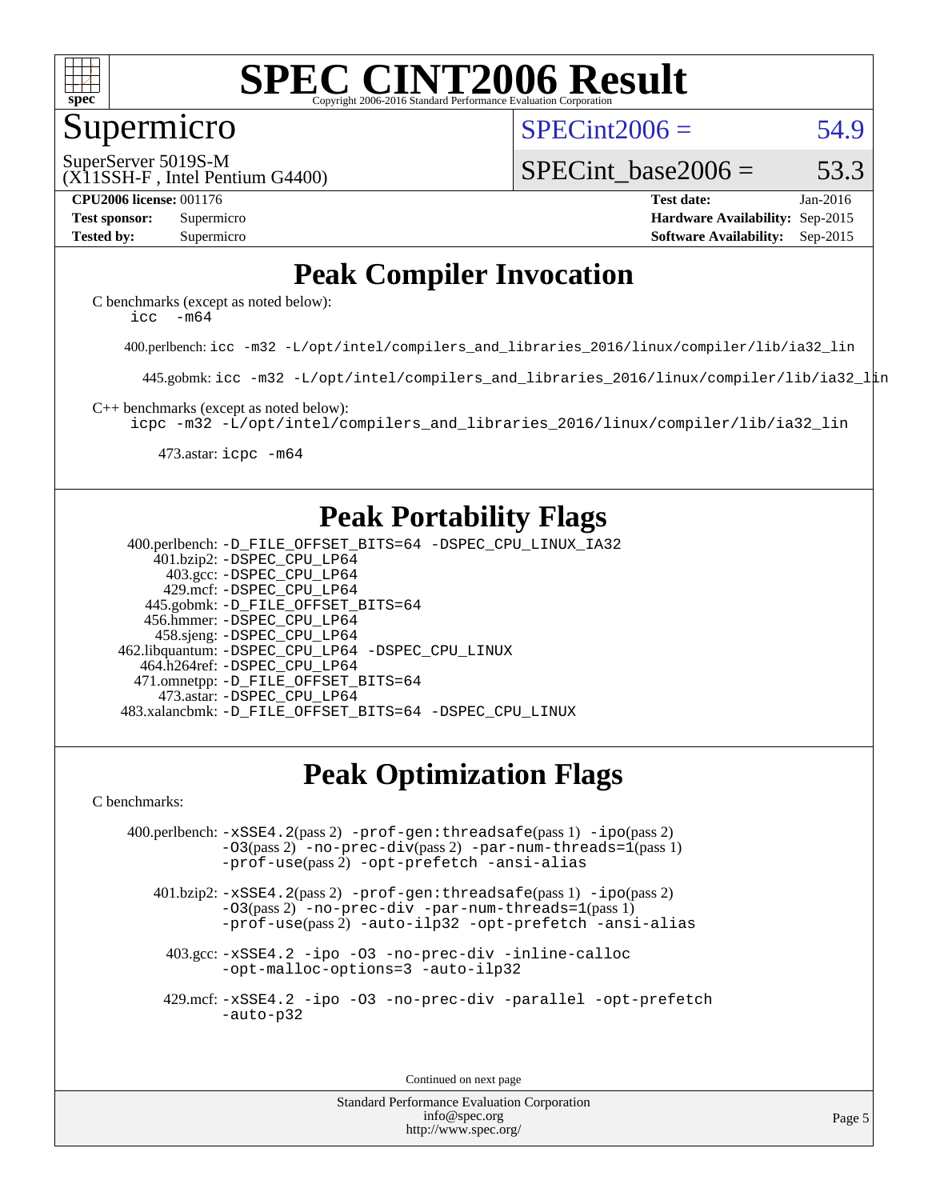# SPEC CINT2006 Result

Copyright 2006-2016 Standard Performance Evaluation Corporation

## Supermicro

SuperServer 5019S-M
(X11SSH-F , Intel Pentium G4400)

SPECint2006 = 54.9

SPECint_base2006 = 53.3

**CPU2006 license:** 001176
**Test sponsor:** Supermicro
**Tested by:** Supermicro

**Test date:** Jan-2016
**Hardware Availability:** Sep-2015
**Software Availability:** Sep-2015

## Peak Compiler Invocation

C benchmarks (except as noted below):
`icc -m64`

400.perlbench: `icc -m32 -L/opt/intel/compilers_and_libraries_2016/linux/compiler/lib/ia32_lin`

445.gobmk: `icc -m32 -L/opt/intel/compilers_and_libraries_2016/linux/compiler/lib/ia32_lin`

C++ benchmarks (except as noted below):
`icpc -m32 -L/opt/intel/compilers_and_libraries_2016/linux/compiler/lib/ia32_lin`

473.astar: `icpc -m64`

## Peak Portability Flags

400.perlbench: `-D_FILE_OFFSET_BITS=64 -DSPEC_CPU_LINUX_IA32`
401.bzip2: `-DSPEC_CPU_LP64`
403.gcc: `-DSPEC_CPU_LP64`
429.mcf: `-DSPEC_CPU_LP64`
445.gobmk: `-D_FILE_OFFSET_BITS=64`
456.hmmer: `-DSPEC_CPU_LP64`
458.sjeng: `-DSPEC_CPU_LP64`
462.libquantum: `-DSPEC_CPU_LP64 -DSPEC_CPU_LINUX`
464.h264ref: `-DSPEC_CPU_LP64`
471.omnetpp: `-D_FILE_OFFSET_BITS=64`
473.astar: `-DSPEC_CPU_LP64`
483.xalancbmk: `-D_FILE_OFFSET_BITS=64 -DSPEC_CPU_LINUX`

## Peak Optimization Flags

C benchmarks:

400.perlbench: `-xSSE4.2`(pass 2) `-prof-gen:threadsafe`(pass 1) `-ipo`(pass 2) `-O3`(pass 2) `-no-prec-div`(pass 2) `-par-num-threads=1`(pass 1) `-prof-use`(pass 2) `-opt-prefetch -ansi-alias`

401.bzip2: `-xSSE4.2`(pass 2) `-prof-gen:threadsafe`(pass 1) `-ipo`(pass 2) `-O3`(pass 2) `-no-prec-div -par-num-threads=1`(pass 1) `-prof-use`(pass 2) `-auto-ilp32 -opt-prefetch -ansi-alias`

403.gcc: `-xSSE4.2 -ipo -O3 -no-prec-div -inline-calloc -opt-malloc-options=3 -auto-ilp32`

429.mcf: `-xSSE4.2 -ipo -O3 -no-prec-div -parallel -opt-prefetch -auto-p32`

Continued on next page

Standard Performance Evaluation Corporation
info@spec.org
http://www.spec.org/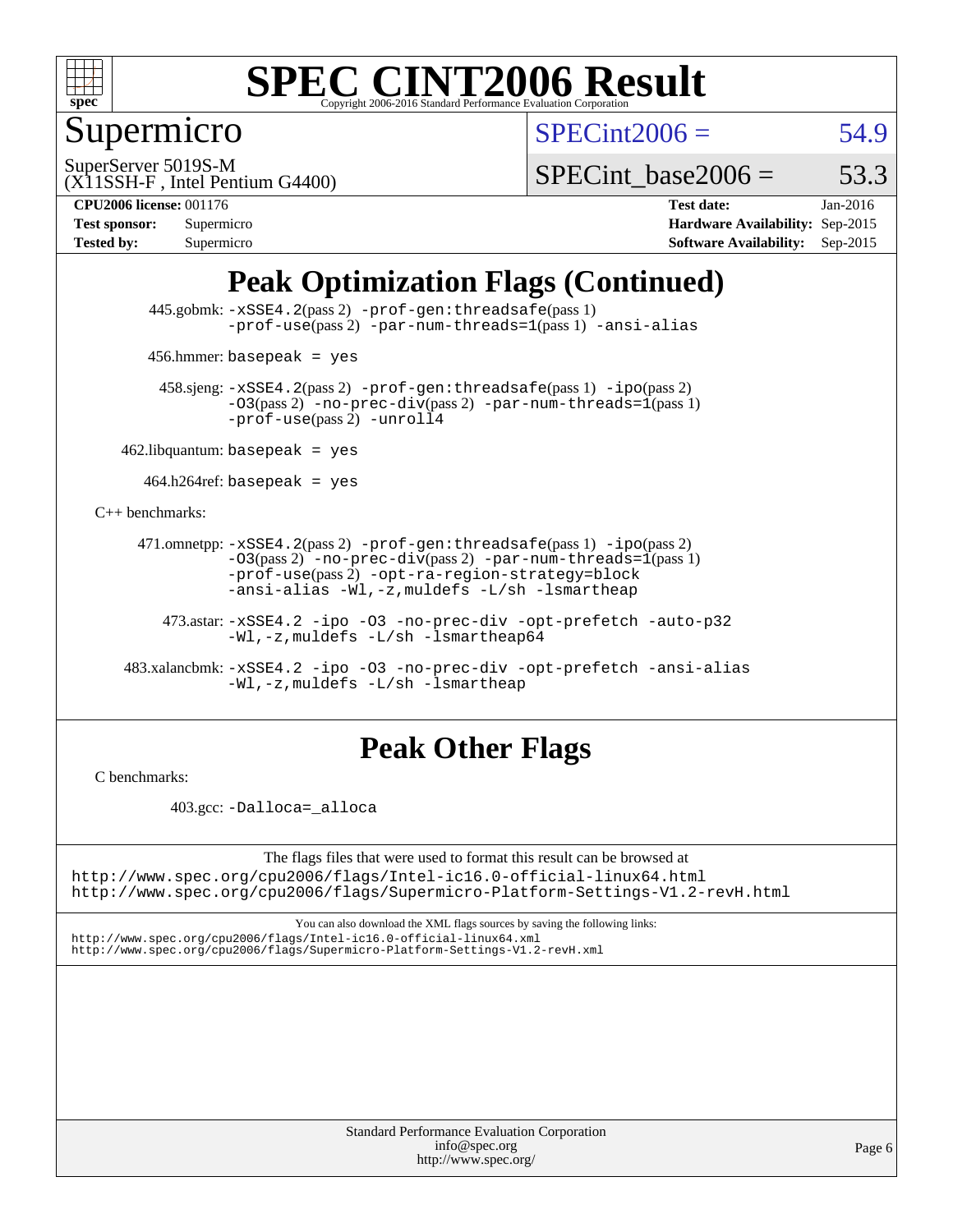# Supermicro

SuperServer 5019S-M
(X11SSH-F , Intel Pentium G4400)

SPECint2006 = 54.9

SPECint_base2006 = 53.3

**CPU2006 license:** 001176
**Test sponsor:** Supermicro
**Tested by:** Supermicro

**Test date:** Jan-2016
**Hardware Availability:** Sep-2015
**Software Availability:** Sep-2015

## Peak Optimization Flags (Continued)

445.gobmk: -xSSE4.2(pass 2) -prof-gen:threadsafe(pass 1) -prof-use(pass 2) -par-num-threads=1(pass 1) -ansi-alias

456.hmmer: basepeak = yes

458.sjeng: -xSSE4.2(pass 2) -prof-gen:threadsafe(pass 1) -ipo(pass 2) -O3(pass 2) -no-prec-div(pass 2) -par-num-threads=1(pass 1) -prof-use(pass 2) -unroll4

462.libquantum: basepeak = yes

464.h264ref: basepeak = yes

C++ benchmarks:

471.omnetpp: -xSSE4.2(pass 2) -prof-gen:threadsafe(pass 1) -ipo(pass 2) -O3(pass 2) -no-prec-div(pass 2) -par-num-threads=1(pass 1) -prof-use(pass 2) -opt-ra-region-strategy=block -ansi-alias -Wl,-z,muldefs -L/sh -lsmartheap

473.astar: -xSSE4.2 -ipo -O3 -no-prec-div -opt-prefetch -auto-p32 -Wl,-z,muldefs -L/sh -lsmartheap64

483.xalancbmk: -xSSE4.2 -ipo -O3 -no-prec-div -opt-prefetch -ansi-alias -Wl,-z,muldefs -L/sh -lsmartheap

## Peak Other Flags

C benchmarks:

403.gcc: -Dalloca=_alloca

The flags files that were used to format this result can be browsed at
http://www.spec.org/cpu2006/flags/Intel-ic16.0-official-linux64.html
http://www.spec.org/cpu2006/flags/Supermicro-Platform-Settings-V1.2-revH.html

You can also download the XML flags sources by saving the following links:
http://www.spec.org/cpu2006/flags/Intel-ic16.0-official-linux64.xml
http://www.spec.org/cpu2006/flags/Supermicro-Platform-Settings-V1.2-revH.xml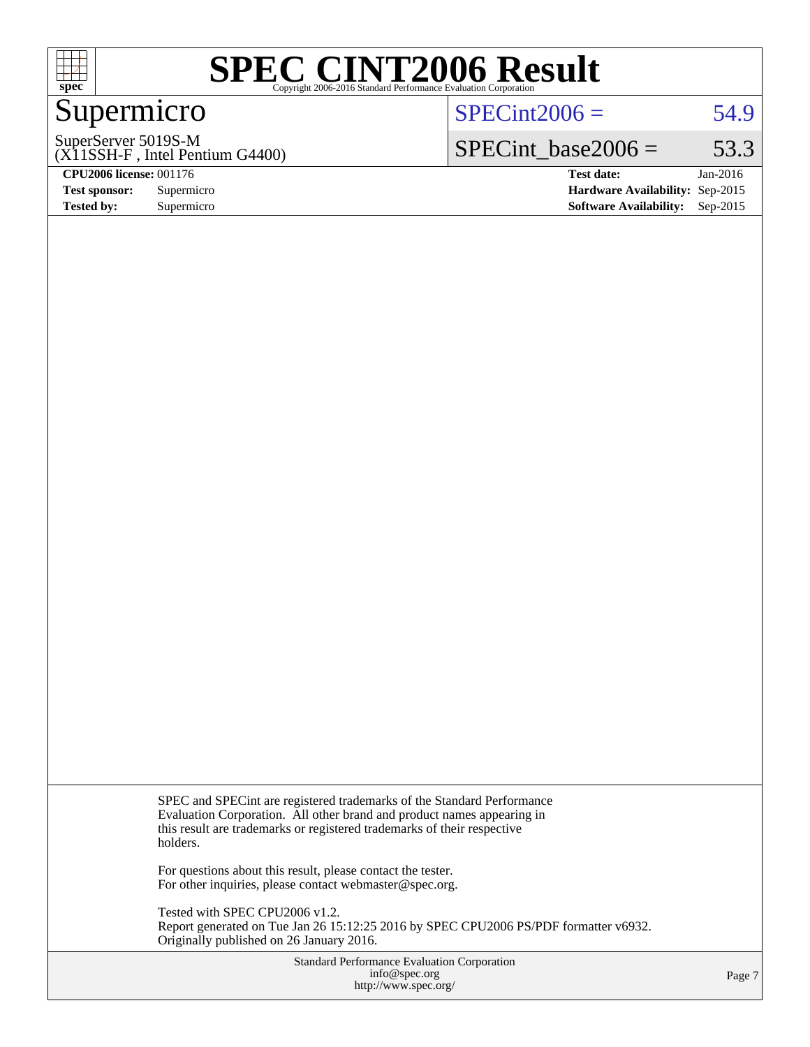SPEC and SPECint are registered trademarks of the Standard Performance Evaluation Corporation. All other brand and product names appearing in this result are trademarks or registered trademarks of their respective holders.

For questions about this result, please contact the tester.
For other inquiries, please contact webmaster@spec.org.

Tested with SPEC CPU2006 v1.2.
Report generated on Tue Jan 26 15:12:25 2016 by SPEC CPU2006 PS/PDF formatter v6932.
Originally published on 26 January 2016.